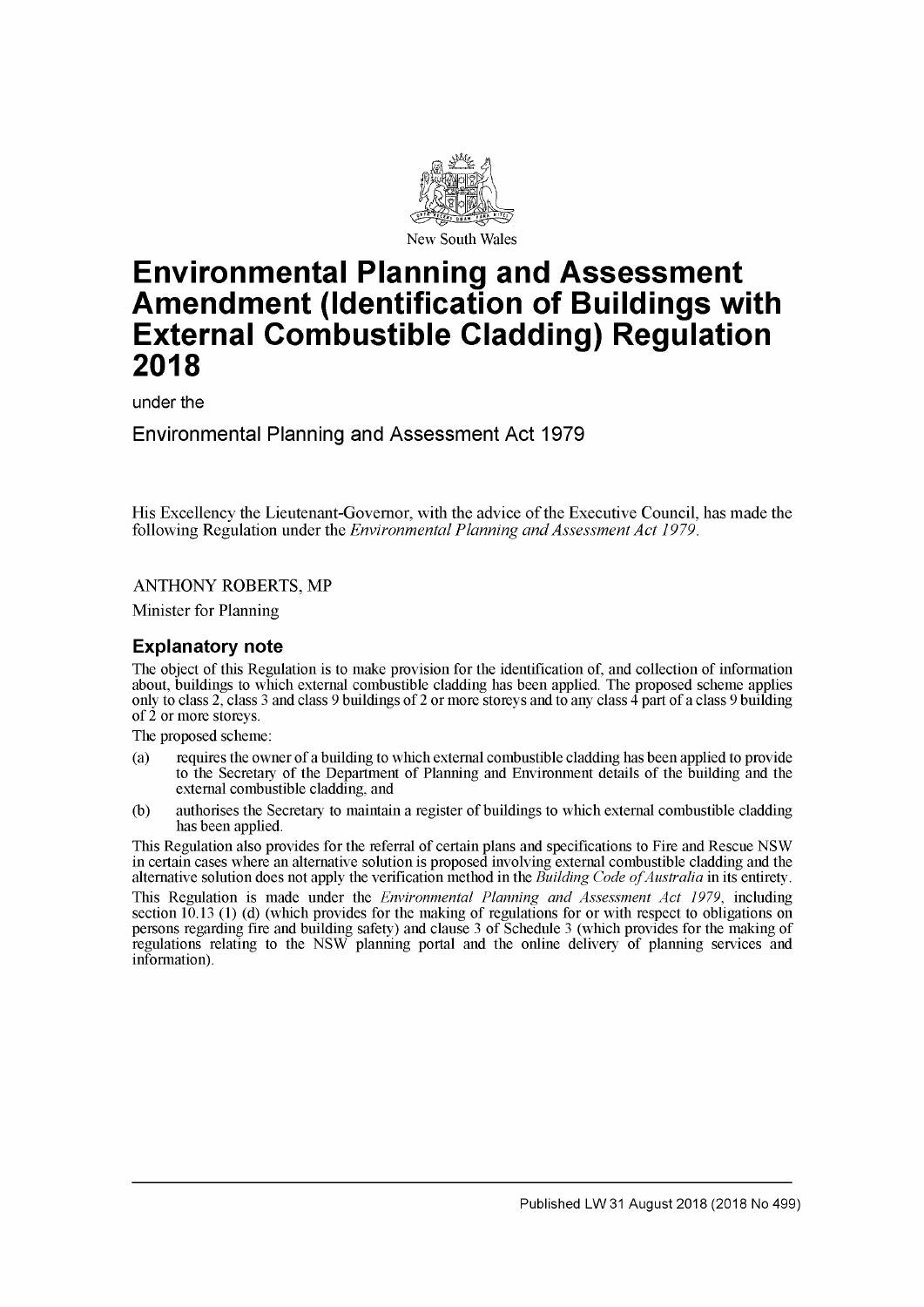New South Wales

# Environmental Planning and Assessment Amendment (Identification of Buildings with External Combustible Cladding) Regulation 2018

under the

## Environmental Planning and Assessment Act 1979

His Excellency the Lieutenant-Governor, with the advice of the Executive Council, has made the following Regulation under the *Environmental Planning and Assessment Act 1979*.

ANTHONY ROBERTS, MP

Minister for Planning

### Explanatory note

The object of this Regulation is to make provision for the identification of, and collection of information about, buildings to which external combustible cladding has been applied. The proposed scheme applies only to class 2, class 3 and class 9 buildings of 2 or more storeys and to any class 4 part of a class 9 building of 2 or more storeys.

The proposed scheme:

(a) requires the owner of a building to which external combustible cladding has been applied to provide to the Secretary of the Department of Planning and Environment details of the building and the external combustible cladding, and

(b) authorises the Secretary to maintain a register of buildings to which external combustible cladding has been applied.

This Regulation also provides for the referral of certain plans and specifications to Fire and Rescue NSW in certain cases where an alternative solution is proposed involving external combustible cladding and the alternative solution does not apply the verification method in the *Building Code of Australia* in its entirety.

This Regulation is made under the *Environmental Planning and Assessment Act 1979*, including section 10.13 (1) (d) (which provides for the making of regulations for or with respect to obligations on persons regarding fire and building safety) and clause 3 of Schedule 3 (which provides for the making of regulations relating to the NSW planning portal and the online delivery of planning services and information).

Published LW 31 August 2018 (2018 No 499)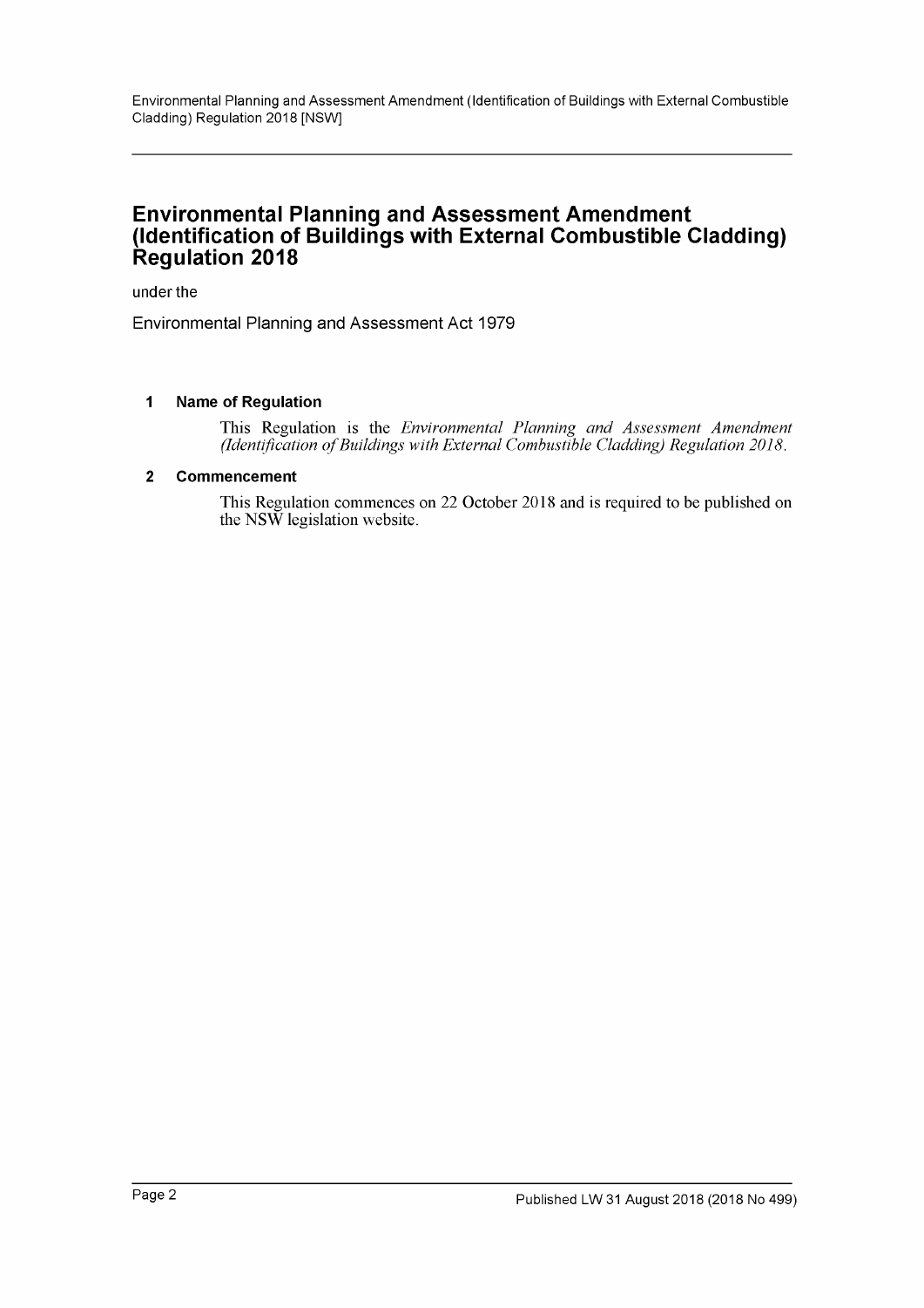# Environmental Planning and Assessment Amendment (Identification of Buildings with External Combustible Cladding) Regulation 2018

under the

Environmental Planning and Assessment Act 1979

### 1 Name of Regulation

This Regulation is the *Environmental Planning and Assessment Amendment (Identification of Buildings with External Combustible Cladding) Regulation 2018*.

### 2 Commencement

This Regulation commences on 22 October 2018 and is required to be published on the NSW legislation website.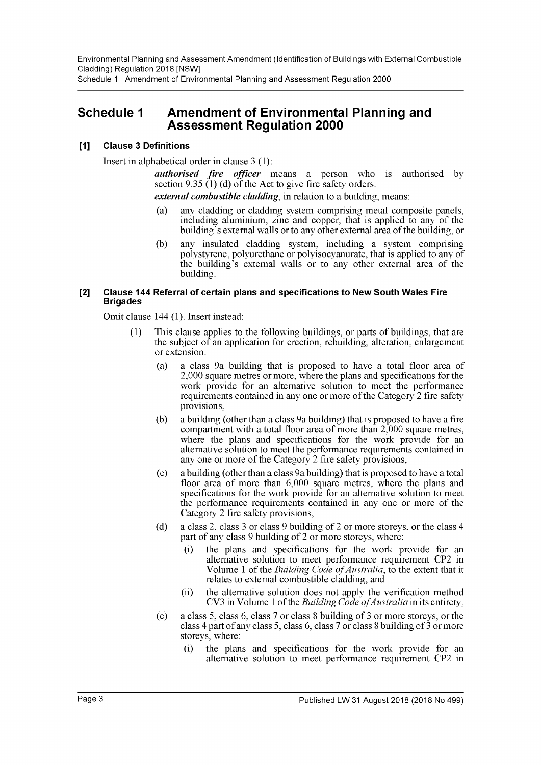# Schedule 1 Amendment of Environmental Planning and Assessment Regulation 2000

## [1] Clause 3 Definitions

Insert in alphabetical order in clause 3 (1):

> ***authorised fire officer*** means a person who is authorised by section 9.35 (1) (d) of the Act to give fire safety orders.
>
> ***external combustible cladding***, in relation to a building, means:
>
> (a) any cladding or cladding system comprising metal composite panels, including aluminium, zinc and copper, that is applied to any of the building's external walls or to any other external area of the building, or
>
> (b) any insulated cladding system, including a system comprising polystyrene, polyurethane or polyisocyanurate, that is applied to any of the building's external walls or to any other external area of the building.

## [2] Clause 144 Referral of certain plans and specifications to New South Wales Fire Brigades

Omit clause 144 (1). Insert instead:

> (1) This clause applies to the following buildings, or parts of buildings, that are the subject of an application for erection, rebuilding, alteration, enlargement or extension:
>
> (a) a class 9a building that is proposed to have a total floor area of 2,000 square metres or more, where the plans and specifications for the work provide for an alternative solution to meet the performance requirements contained in any one or more of the Category 2 fire safety provisions,
>
> (b) a building (other than a class 9a building) that is proposed to have a fire compartment with a total floor area of more than 2,000 square metres, where the plans and specifications for the work provide for an alternative solution to meet the performance requirements contained in any one or more of the Category 2 fire safety provisions,
>
> (c) a building (other than a class 9a building) that is proposed to have a total floor area of more than 6,000 square metres, where the plans and specifications for the work provide for an alternative solution to meet the performance requirements contained in any one or more of the Category 2 fire safety provisions,
>
> (d) a class 2, class 3 or class 9 building of 2 or more storeys, or the class 4 part of any class 9 building of 2 or more storeys, where:
>
> (i) the plans and specifications for the work provide for an alternative solution to meet performance requirement CP2 in Volume 1 of the *Building Code of Australia*, to the extent that it relates to external combustible cladding, and
>
> (ii) the alternative solution does not apply the verification method CV3 in Volume 1 of the *Building Code of Australia* in its entirety,
>
> (e) a class 5, class 6, class 7 or class 8 building of 3 or more storeys, or the class 4 part of any class 5, class 6, class 7 or class 8 building of 3 or more storeys, where:
>
> (i) the plans and specifications for the work provide for an alternative solution to meet performance requirement CP2 in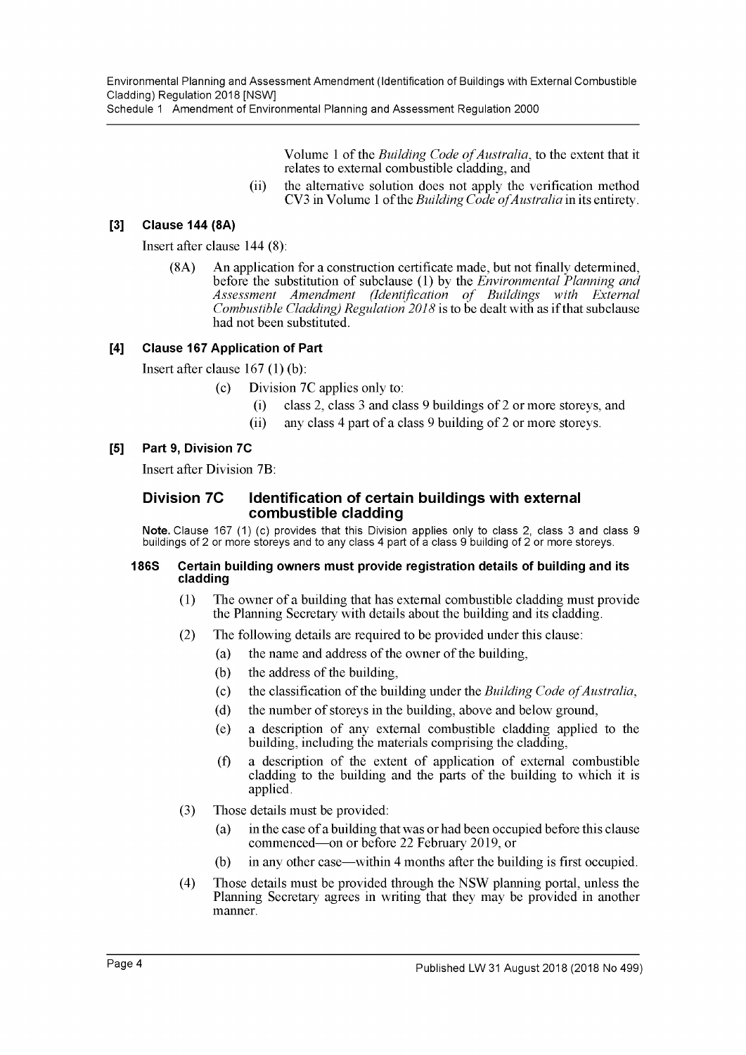Volume 1 of the *Building Code of Australia*, to the extent that it relates to external combustible cladding, and

(ii) the alternative solution does not apply the verification method CV3 in Volume 1 of the *Building Code of Australia* in its entirety.

### [3] Clause 144 (8A)

Insert after clause 144 (8):

(8A) An application for a construction certificate made, but not finally determined, before the substitution of subclause (1) by the *Environmental Planning and Assessment Amendment (Identification of Buildings with External Combustible Cladding) Regulation 2018* is to be dealt with as if that subclause had not been substituted.

### [4] Clause 167 Application of Part

Insert after clause 167 (1) (b):

(c) Division 7C applies only to:

(i) class 2, class 3 and class 9 buildings of 2 or more storeys, and

(ii) any class 4 part of a class 9 building of 2 or more storeys.

### [5] Part 9, Division 7C

Insert after Division 7B:

## Division 7C Identification of certain buildings with external combustible cladding

**Note.** Clause 167 (1) (c) provides that this Division applies only to class 2, class 3 and class 9 buildings of 2 or more storeys and to any class 4 part of a class 9 building of 2 or more storeys.

#### 186S Certain building owners must provide registration details of building and its cladding

(1) The owner of a building that has external combustible cladding must provide the Planning Secretary with details about the building and its cladding.

(2) The following details are required to be provided under this clause:

(a) the name and address of the owner of the building,

(b) the address of the building,

(c) the classification of the building under the *Building Code of Australia*,

(d) the number of storeys in the building, above and below ground,

(e) a description of any external combustible cladding applied to the building, including the materials comprising the cladding,

(f) a description of the extent of application of external combustible cladding to the building and the parts of the building to which it is applied.

(3) Those details must be provided:

(a) in the case of a building that was or had been occupied before this clause commenced—on or before 22 February 2019, or

(b) in any other case—within 4 months after the building is first occupied.

(4) Those details must be provided through the NSW planning portal, unless the Planning Secretary agrees in writing that they may be provided in another manner.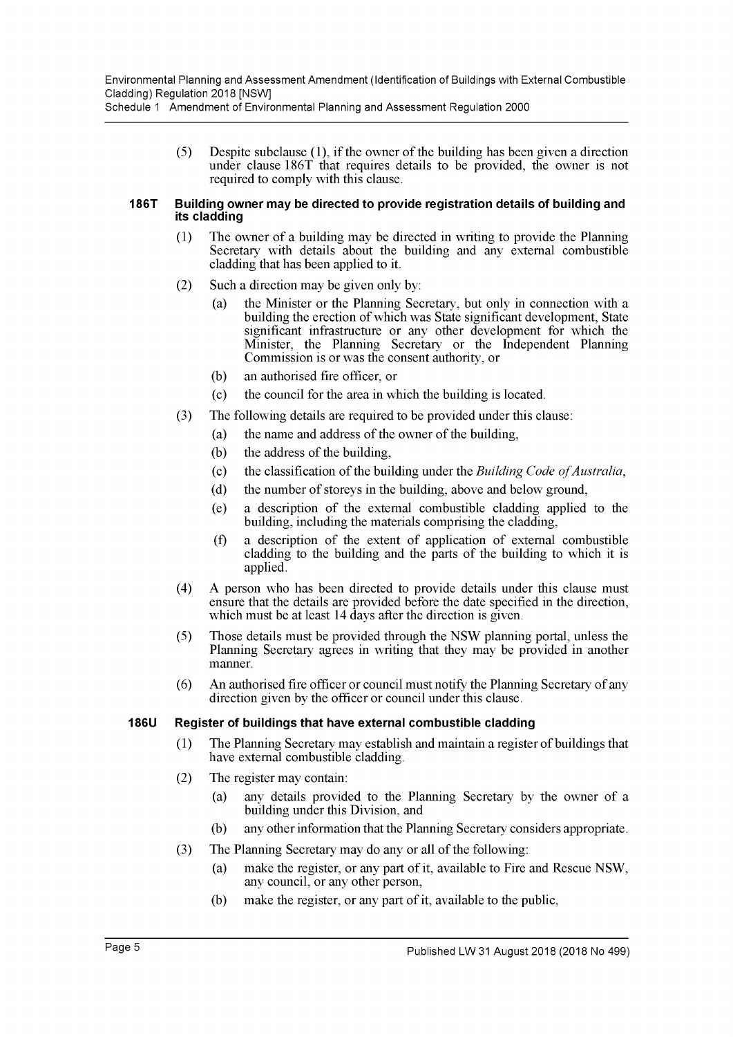(5) Despite subclause (1), if the owner of the building has been given a direction under clause 186T that requires details to be provided, the owner is not required to comply with this clause.

### 186T Building owner may be directed to provide registration details of building and its cladding

(1) The owner of a building may be directed in writing to provide the Planning Secretary with details about the building and any external combustible cladding that has been applied to it.

(2) Such a direction may be given only by:

(a) the Minister or the Planning Secretary, but only in connection with a building the erection of which was State significant development, State significant infrastructure or any other development for which the Minister, the Planning Secretary or the Independent Planning Commission is or was the consent authority, or

(b) an authorised fire officer, or

(c) the council for the area in which the building is located.

(3) The following details are required to be provided under this clause:

(a) the name and address of the owner of the building,

(b) the address of the building,

(c) the classification of the building under the *Building Code of Australia*,

(d) the number of storeys in the building, above and below ground,

(e) a description of the external combustible cladding applied to the building, including the materials comprising the cladding,

(f) a description of the extent of application of external combustible cladding to the building and the parts of the building to which it is applied.

(4) A person who has been directed to provide details under this clause must ensure that the details are provided before the date specified in the direction, which must be at least 14 days after the direction is given.

(5) Those details must be provided through the NSW planning portal, unless the Planning Secretary agrees in writing that they may be provided in another manner.

(6) An authorised fire officer or council must notify the Planning Secretary of any direction given by the officer or council under this clause.

### 186U Register of buildings that have external combustible cladding

(1) The Planning Secretary may establish and maintain a register of buildings that have external combustible cladding.

(2) The register may contain:

(a) any details provided to the Planning Secretary by the owner of a building under this Division, and

(b) any other information that the Planning Secretary considers appropriate.

(3) The Planning Secretary may do any or all of the following:

(a) make the register, or any part of it, available to Fire and Rescue NSW, any council, or any other person,

(b) make the register, or any part of it, available to the public,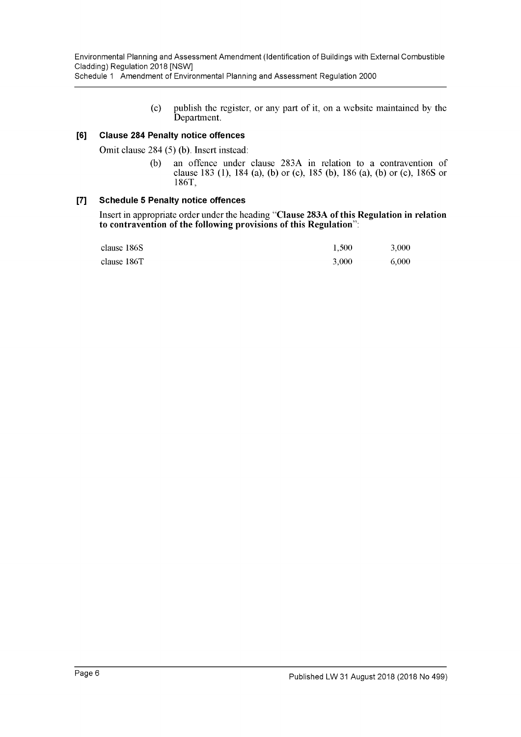(c) publish the register, or any part of it, on a website maintained by the Department.

### [6] Clause 284 Penalty notice offences

Omit clause 284 (5) (b). Insert instead:

(b) an offence under clause 283A in relation to a contravention of clause 183 (1), 184 (a), (b) or (c), 185 (b), 186 (a), (b) or (c), 186S or 186T,

### [7] Schedule 5 Penalty notice offences

Insert in appropriate order under the heading "**Clause 283A of this Regulation in relation to contravention of the following provisions of this Regulation**":

| | | |
|---|---|---|
| clause 186S | 1,500 | 3,000 |
| clause 186T | 3,000 | 6,000 |